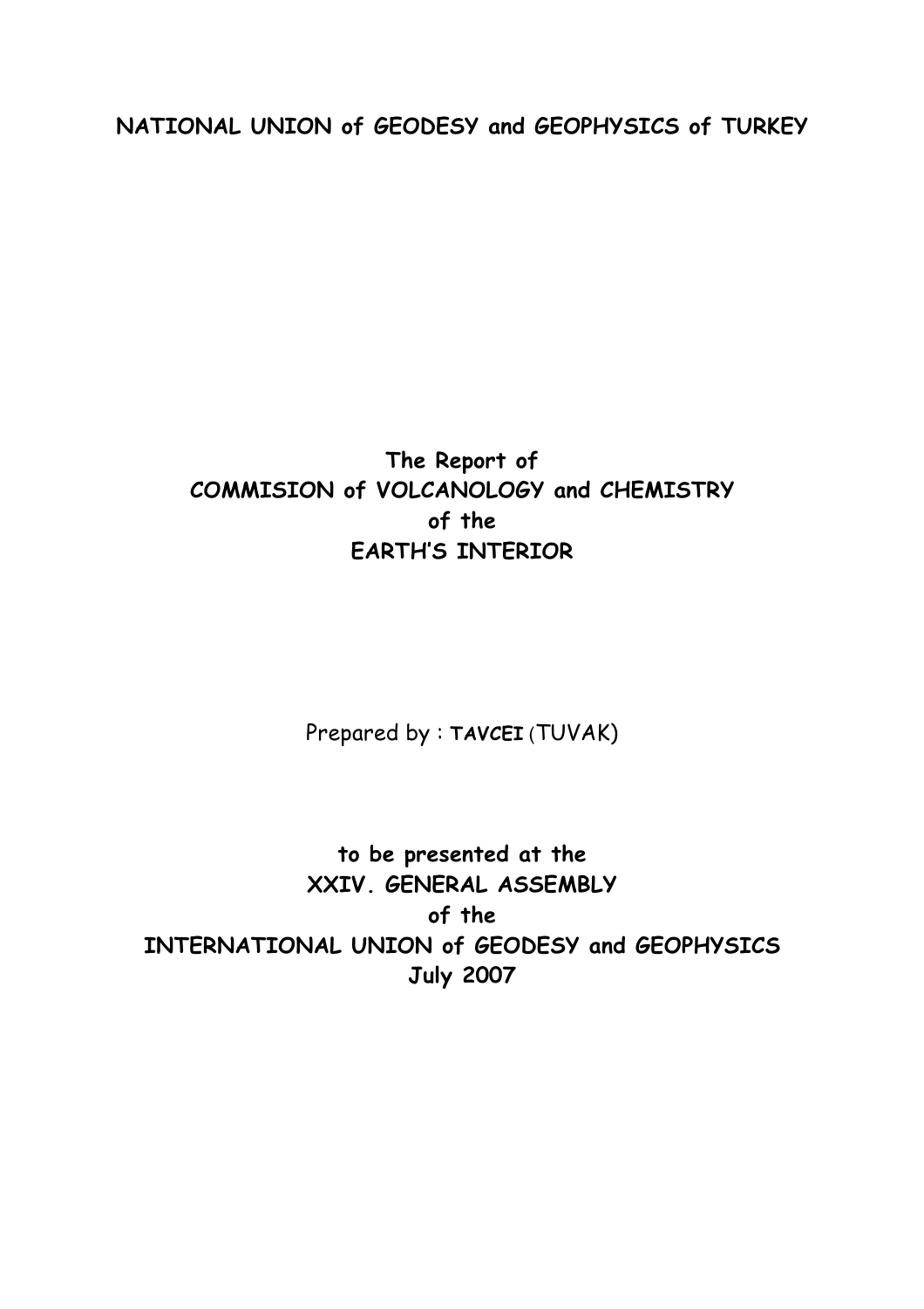**NATIONAL UNION of GEODESY and GEOPHYSICS of TURKEY**

**The Report of**
**COMMISION of VOLCANOLOGY and CHEMISTRY**
**of the**
**EARTH'S INTERIOR**

Prepared by : **TAVCEI** (TUVAK)

**to be presented at the**
**XXIV. GENERAL ASSEMBLY**
**of the**
**INTERNATIONAL UNION of GEODESY and GEOPHYSICS**
**July 2007**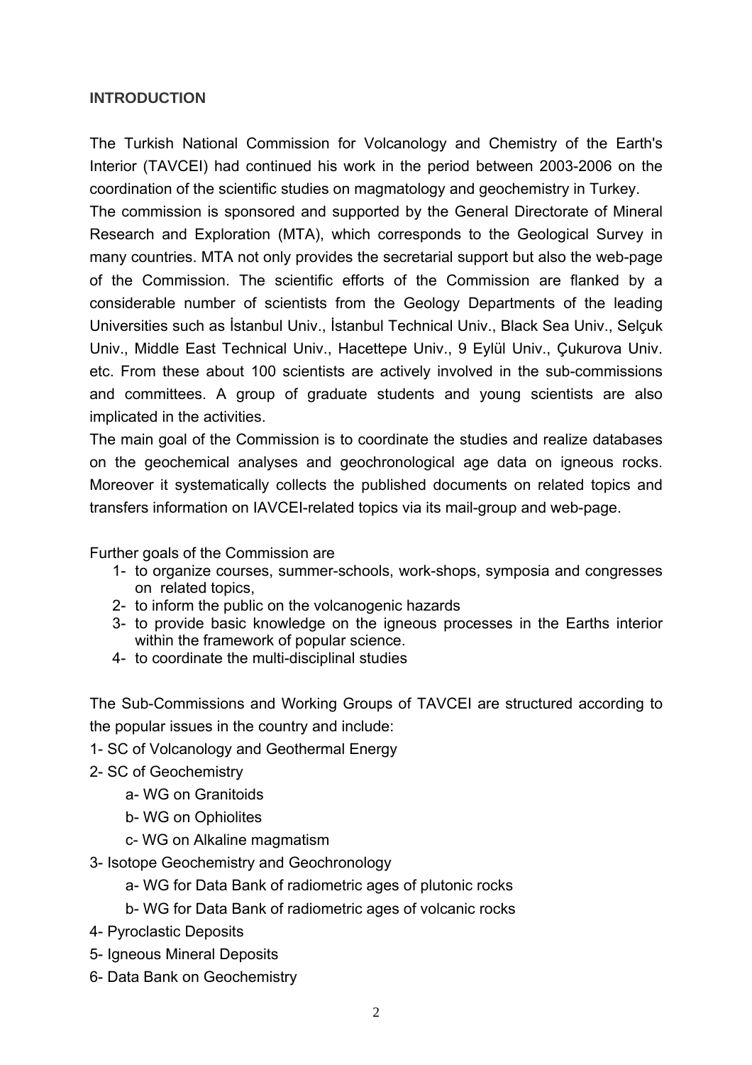## INTRODUCTION

The Turkish National Commission for Volcanology and Chemistry of the Earth's Interior (TAVCEI) had continued his work in the period between 2003-2006 on the coordination of the scientific studies on magmatology and geochemistry in Turkey.

The commission is sponsored and supported by the General Directorate of Mineral Research and Exploration (MTA), which corresponds to the Geological Survey in many countries. MTA not only provides the secretarial support but also the web-page of the Commission. The scientific efforts of the Commission are flanked by a considerable number of scientists from the Geology Departments of the leading Universities such as İstanbul Univ., İstanbul Technical Univ., Black Sea Univ., Selçuk Univ., Middle East Technical Univ., Hacettepe Univ., 9 Eylül Univ., Çukurova Univ. etc. From these about 100 scientists are actively involved in the sub-commissions and committees. A group of graduate students and young scientists are also implicated in the activities.

The main goal of the Commission is to coordinate the studies and realize databases on the geochemical analyses and geochronological age data on igneous rocks. Moreover it systematically collects the published documents on related topics and transfers information on IAVCEI-related topics via its mail-group and web-page.

Further goals of the Commission are

1- to organize courses, summer-schools, work-shops, symposia and congresses on related topics,
2- to inform the public on the volcanogenic hazards
3- to provide basic knowledge on the igneous processes in the Earths interior within the framework of popular science.
4- to coordinate the multi-disciplinal studies

The Sub-Commissions and Working Groups of TAVCEI are structured according to the popular issues in the country and include:

1- SC of Volcanology and Geothermal Energy

2- SC of Geochemistry

   a- WG on Granitoids

   b- WG on Ophiolites

   c- WG on Alkaline magmatism

3- Isotope Geochemistry and Geochronology

   a- WG for Data Bank of radiometric ages of plutonic rocks

   b- WG for Data Bank of radiometric ages of volcanic rocks

4- Pyroclastic Deposits

5- Igneous Mineral Deposits

6- Data Bank on Geochemistry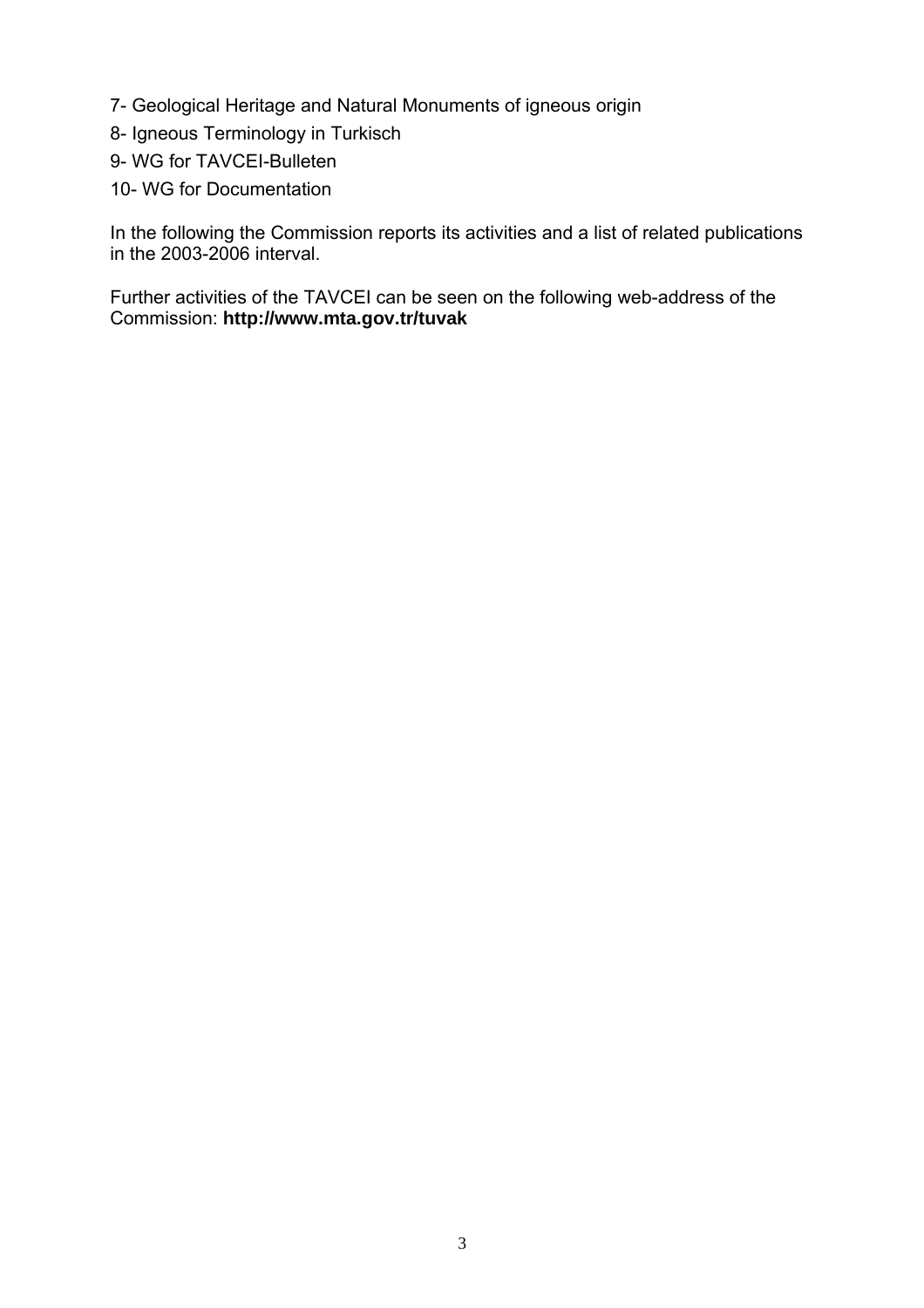7- Geological Heritage and Natural Monuments of igneous origin

8- Igneous Terminology in Turkisch

9- WG for TAVCEI-Bulleten

10- WG for Documentation

In the following the Commission reports its activities and a list of related publications in the 2003-2006 interval.

Further activities of the TAVCEI can be seen on the following web-address of the Commission: **http://www.mta.gov.tr/tuvak**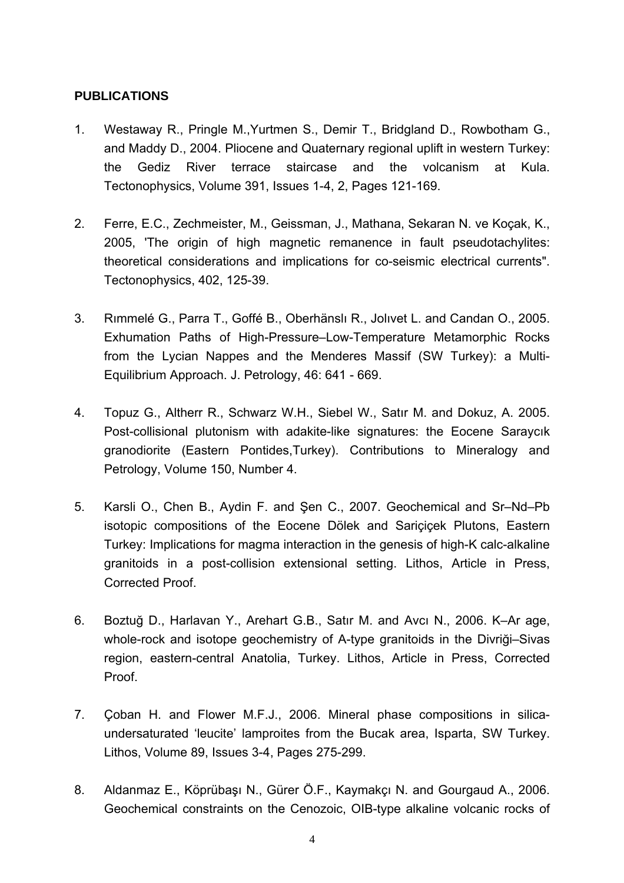**PUBLICATIONS**

1. Westaway R., Pringle M.,Yurtmen S., Demir T., Bridgland D., Rowbotham G., and Maddy D., 2004. Pliocene and Quaternary regional uplift in western Turkey: the Gediz River terrace staircase and the volcanism at Kula. Tectonophysics, Volume 391, Issues 1-4, 2, Pages 121-169.

2. Ferre, E.C., Zechmeister, M., Geissman, J., Mathana, Sekaran N. ve Koçak, K., 2005, 'The origin of high magnetic remanence in fault pseudotachylites: theoretical considerations and implications for co-seismic electrical currents". Tectonophysics, 402, 125-39.

3. Rımmelé G., Parra T., Goffé B., Oberhänslı R., Jolıvet L. and Candan O., 2005. Exhumation Paths of High-Pressure–Low-Temperature Metamorphic Rocks from the Lycian Nappes and the Menderes Massif (SW Turkey): a Multi-Equilibrium Approach. J. Petrology, 46: 641 - 669.

4. Topuz G., Altherr R., Schwarz W.H., Siebel W., Satır M. and Dokuz, A. 2005. Post-collisional plutonism with adakite-like signatures: the Eocene Saraycık granodiorite (Eastern Pontides,Turkey). Contributions to Mineralogy and Petrology, Volume 150, Number 4.

5. Karsli O., Chen B., Aydin F. and Şen C., 2007. Geochemical and Sr–Nd–Pb isotopic compositions of the Eocene Dölek and Sariçiçek Plutons, Eastern Turkey: Implications for magma interaction in the genesis of high-K calc-alkaline granitoids in a post-collision extensional setting. Lithos, Article in Press, Corrected Proof.

6. Boztuğ D., Harlavan Y., Arehart G.B., Satır M. and Avcı N., 2006. K–Ar age, whole-rock and isotope geochemistry of A-type granitoids in the Divriği–Sivas region, eastern-central Anatolia, Turkey. Lithos, Article in Press, Corrected Proof.

7. Çoban H. and Flower M.F.J., 2006. Mineral phase compositions in silica-undersaturated 'leucite' lamproites from the Bucak area, Isparta, SW Turkey. Lithos, Volume 89, Issues 3-4, Pages 275-299.

8. Aldanmaz E., Köprübaşı N., Gürer Ö.F., Kaymakçı N. and Gourgaud A., 2006. Geochemical constraints on the Cenozoic, OIB-type alkaline volcanic rocks of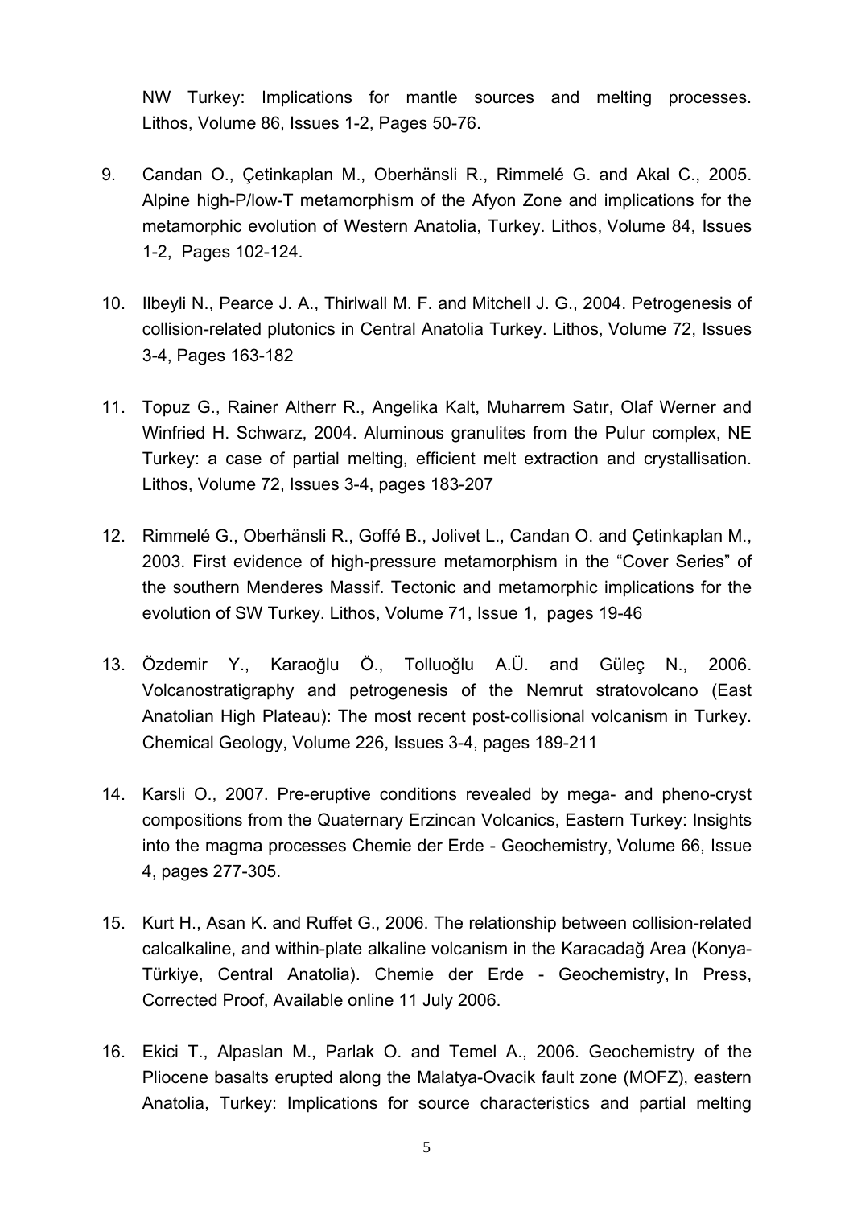NW Turkey: Implications for mantle sources and melting processes. Lithos, Volume 86, Issues 1-2, Pages 50-76.

9. Candan O., Çetinkaplan M., Oberhänsli R., Rimmelé G. and Akal C., 2005. Alpine high-P/low-T metamorphism of the Afyon Zone and implications for the metamorphic evolution of Western Anatolia, Turkey. Lithos, Volume 84, Issues 1-2, Pages 102-124.

10. Ilbeyli N., Pearce J. A., Thirlwall M. F. and Mitchell J. G., 2004. Petrogenesis of collision-related plutonics in Central Anatolia Turkey. Lithos, Volume 72, Issues 3-4, Pages 163-182

11. Topuz G., Rainer Altherr R., Angelika Kalt, Muharrem Satır, Olaf Werner and Winfried H. Schwarz, 2004. Aluminous granulites from the Pulur complex, NE Turkey: a case of partial melting, efficient melt extraction and crystallisation. Lithos, Volume 72, Issues 3-4, pages 183-207

12. Rimmelé G., Oberhänsli R., Goffé B., Jolivet L., Candan O. and Çetinkaplan M., 2003. First evidence of high-pressure metamorphism in the "Cover Series" of the southern Menderes Massif. Tectonic and metamorphic implications for the evolution of SW Turkey. Lithos, Volume 71, Issue 1, pages 19-46

13. Özdemir Y., Karaoğlu Ö., Tolluoğlu A.Ü. and Güleç N., 2006. Volcanostratigraphy and petrogenesis of the Nemrut stratovolcano (East Anatolian High Plateau): The most recent post-collisional volcanism in Turkey. Chemical Geology, Volume 226, Issues 3-4, pages 189-211

14. Karsli O., 2007. Pre-eruptive conditions revealed by mega- and pheno-cryst compositions from the Quaternary Erzincan Volcanics, Eastern Turkey: Insights into the magma processes Chemie der Erde - Geochemistry, Volume 66, Issue 4, pages 277-305.

15. Kurt H., Asan K. and Ruffet G., 2006. The relationship between collision-related calcalkaline, and within-plate alkaline volcanism in the Karacadağ Area (Konya-Türkiye, Central Anatolia). Chemie der Erde - Geochemistry, In Press, Corrected Proof, Available online 11 July 2006.

16. Ekici T., Alpaslan M., Parlak O. and Temel A., 2006. Geochemistry of the Pliocene basalts erupted along the Malatya-Ovacik fault zone (MOFZ), eastern Anatolia, Turkey: Implications for source characteristics and partial melting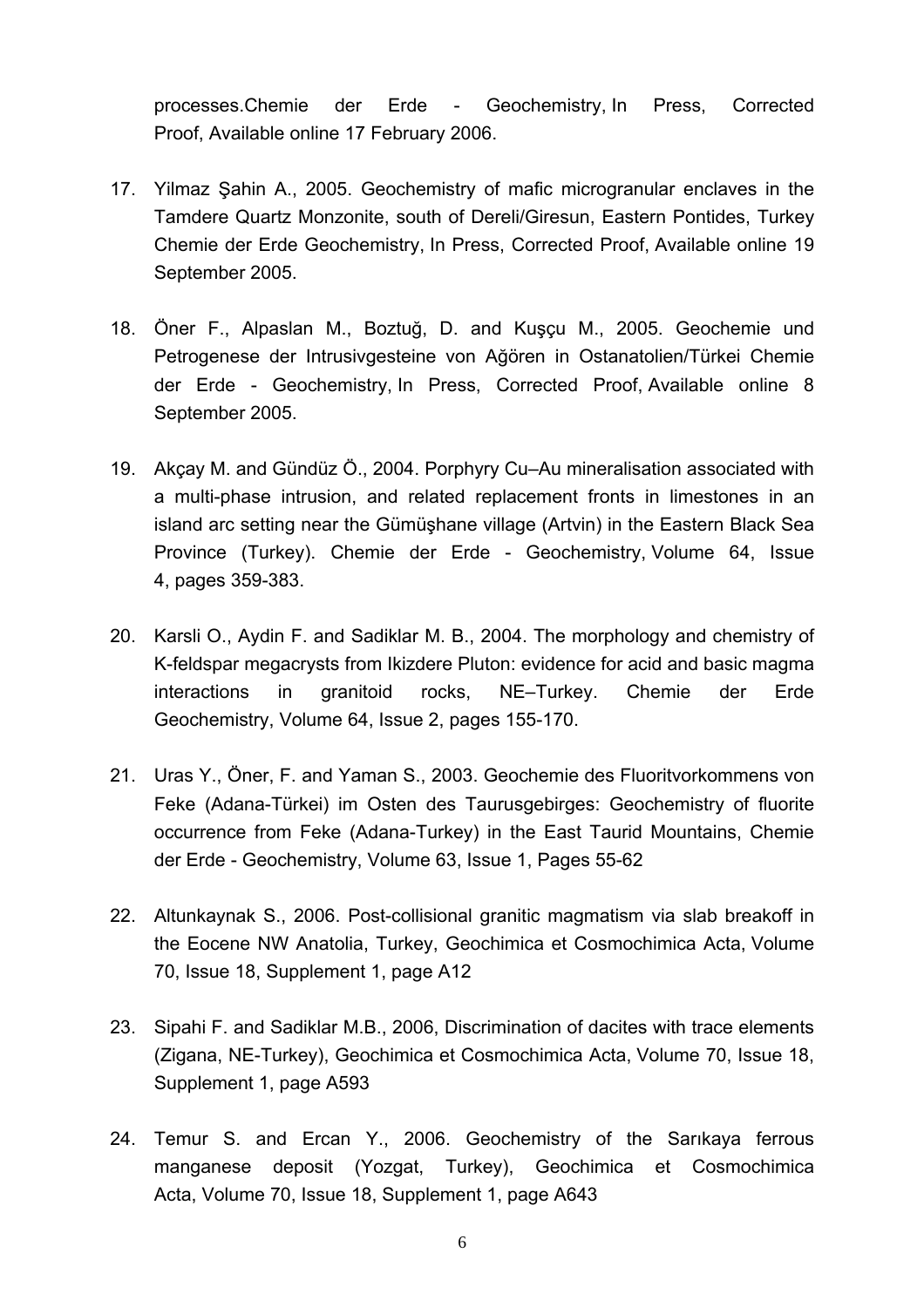processes.Chemie der Erde - Geochemistry, In Press, Corrected Proof, Available online 17 February 2006.

17. Yilmaz Şahin A., 2005. Geochemistry of mafic microgranular enclaves in the Tamdere Quartz Monzonite, south of Dereli/Giresun, Eastern Pontides, Turkey Chemie der Erde Geochemistry, In Press, Corrected Proof, Available online 19 September 2005.

18. Öner F., Alpaslan M., Boztuğ, D. and Kuşçu M., 2005. Geochemie und Petrogenese der Intrusivgesteine von Ağören in Ostanatolien/Türkei Chemie der Erde - Geochemistry, In Press, Corrected Proof, Available online 8 September 2005.

19. Akçay M. and Gündüz Ö., 2004. Porphyry Cu–Au mineralisation associated with a multi-phase intrusion, and related replacement fronts in limestones in an island arc setting near the Gümüşhane village (Artvin) in the Eastern Black Sea Province (Turkey). Chemie der Erde - Geochemistry, Volume 64, Issue 4, pages 359-383.

20. Karsli O., Aydin F. and Sadiklar M. B., 2004. The morphology and chemistry of K-feldspar megacrysts from Ikizdere Pluton: evidence for acid and basic magma interactions in granitoid rocks, NE–Turkey. Chemie der Erde Geochemistry, Volume 64, Issue 2, pages 155-170.

21. Uras Y., Öner, F. and Yaman S., 2003. Geochemie des Fluoritvorkommens von Feke (Adana-Türkei) im Osten des Taurusgebirges: Geochemistry of fluorite occurrence from Feke (Adana-Turkey) in the East Taurid Mountains, Chemie der Erde - Geochemistry, Volume 63, Issue 1, Pages 55-62

22. Altunkaynak S., 2006. Post-collisional granitic magmatism via slab breakoff in the Eocene NW Anatolia, Turkey, Geochimica et Cosmochimica Acta, Volume 70, Issue 18, Supplement 1, page A12

23. Sipahi F. and Sadiklar M.B., 2006, Discrimination of dacites with trace elements (Zigana, NE-Turkey), Geochimica et Cosmochimica Acta, Volume 70, Issue 18, Supplement 1, page A593

24. Temur S. and Ercan Y., 2006. Geochemistry of the Sarıkaya ferrous manganese deposit (Yozgat, Turkey), Geochimica et Cosmochimica Acta, Volume 70, Issue 18, Supplement 1, page A643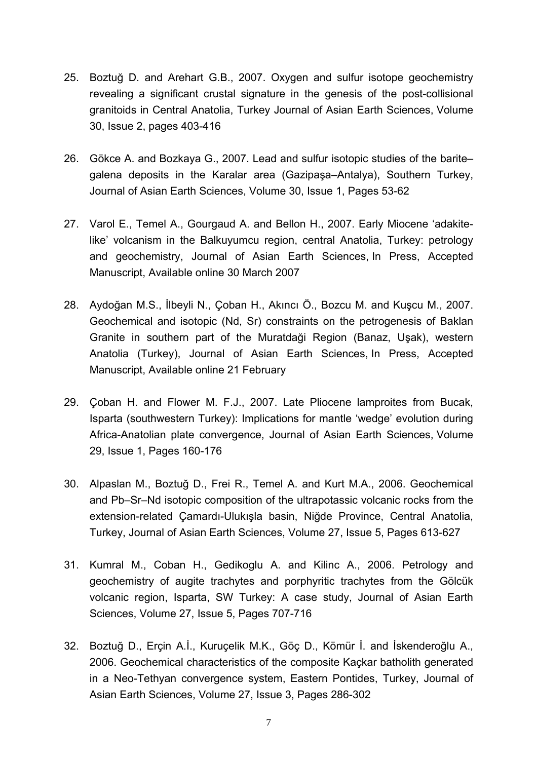25. Boztuğ D. and Arehart G.B., 2007. Oxygen and sulfur isotope geochemistry revealing a significant crustal signature in the genesis of the post-collisional granitoids in Central Anatolia, Turkey Journal of Asian Earth Sciences, Volume 30, Issue 2, pages 403-416

26. Gökce A. and Bozkaya G., 2007. Lead and sulfur isotopic studies of the barite–galena deposits in the Karalar area (Gazipaşa–Antalya), Southern Turkey, Journal of Asian Earth Sciences, Volume 30, Issue 1, Pages 53-62

27. Varol E., Temel A., Gourgaud A. and Bellon H., 2007. Early Miocene 'adakite-like' volcanism in the Balkuyumcu region, central Anatolia, Turkey: petrology and geochemistry, Journal of Asian Earth Sciences, In Press, Accepted Manuscript, Available online 30 March 2007

28. Aydoğan M.S., İlbeyli N., Çoban H., Akıncı Ö., Bozcu M. and Kuşcu M., 2007. Geochemical and isotopic (Nd, Sr) constraints on the petrogenesis of Baklan Granite in southern part of the Muratdaği Region (Banaz, Uşak), western Anatolia (Turkey), Journal of Asian Earth Sciences, In Press, Accepted Manuscript, Available online 21 February

29. Çoban H. and Flower M. F.J., 2007. Late Pliocene lamproites from Bucak, Isparta (southwestern Turkey): Implications for mantle 'wedge' evolution during Africa-Anatolian plate convergence, Journal of Asian Earth Sciences, Volume 29, Issue 1, Pages 160-176

30. Alpaslan M., Boztuğ D., Frei R., Temel A. and Kurt M.A., 2006. Geochemical and Pb–Sr–Nd isotopic composition of the ultrapotassic volcanic rocks from the extension-related Çamardı-Ulukışla basin, Niğde Province, Central Anatolia, Turkey, Journal of Asian Earth Sciences, Volume 27, Issue 5, Pages 613-627

31. Kumral M., Coban H., Gedikoglu A. and Kilinc A., 2006. Petrology and geochemistry of augite trachytes and porphyritic trachytes from the Gölcük volcanic region, Isparta, SW Turkey: A case study, Journal of Asian Earth Sciences, Volume 27, Issue 5, Pages 707-716

32. Boztuğ D., Erçin A.İ., Kuruçelik M.K., Göç D., Kömür İ. and İskenderoğlu A., 2006. Geochemical characteristics of the composite Kaçkar batholith generated in a Neo-Tethyan convergence system, Eastern Pontides, Turkey, Journal of Asian Earth Sciences, Volume 27, Issue 3, Pages 286-302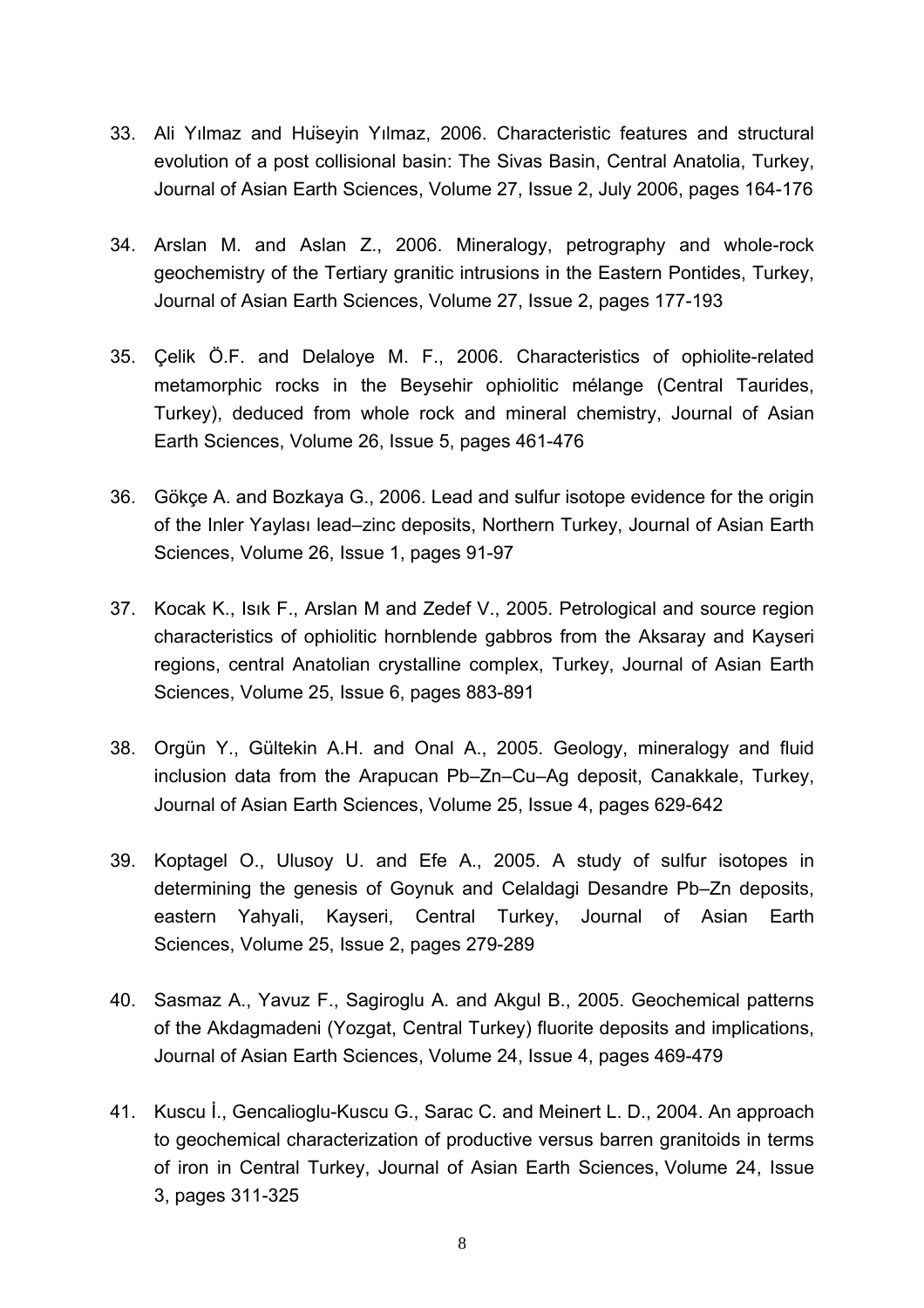33. Ali Yılmaz and Hüseyin Yılmaz, 2006. Characteristic features and structural evolution of a post collisional basin: The Sivas Basin, Central Anatolia, Turkey, Journal of Asian Earth Sciences, Volume 27, Issue 2, July 2006, pages 164-176

34. Arslan M. and Aslan Z., 2006. Mineralogy, petrography and whole-rock geochemistry of the Tertiary granitic intrusions in the Eastern Pontides, Turkey, Journal of Asian Earth Sciences, Volume 27, Issue 2, pages 177-193

35. Çelik Ö.F. and Delaloye M. F., 2006. Characteristics of ophiolite-related metamorphic rocks in the Beysehir ophiolitic mélange (Central Taurides, Turkey), deduced from whole rock and mineral chemistry, Journal of Asian Earth Sciences, Volume 26, Issue 5, pages 461-476

36. Gökçe A. and Bozkaya G., 2006. Lead and sulfur isotope evidence for the origin of the Inler Yaylası lead–zinc deposits, Northern Turkey, Journal of Asian Earth Sciences, Volume 26, Issue 1, pages 91-97

37. Kocak K., Isık F., Arslan M and Zedef V., 2005. Petrological and source region characteristics of ophiolitic hornblende gabbros from the Aksaray and Kayseri regions, central Anatolian crystalline complex, Turkey, Journal of Asian Earth Sciences, Volume 25, Issue 6, pages 883-891

38. Orgün Y., Gültekin A.H. and Onal A., 2005. Geology, mineralogy and fluid inclusion data from the Arapucan Pb–Zn–Cu–Ag deposit, Canakkale, Turkey, Journal of Asian Earth Sciences, Volume 25, Issue 4, pages 629-642

39. Koptagel O., Ulusoy U. and Efe A., 2005. A study of sulfur isotopes in determining the genesis of Goynuk and Celaldagi Desandre Pb–Zn deposits, eastern Yahyali, Kayseri, Central Turkey, Journal of Asian Earth Sciences, Volume 25, Issue 2, pages 279-289

40. Sasmaz A., Yavuz F., Sagiroglu A. and Akgul B., 2005. Geochemical patterns of the Akdagmadeni (Yozgat, Central Turkey) fluorite deposits and implications, Journal of Asian Earth Sciences, Volume 24, Issue 4, pages 469-479

41. Kuscu İ., Gencalioglu-Kuscu G., Sarac C. and Meinert L. D., 2004. An approach to geochemical characterization of productive versus barren granitoids in terms of iron in Central Turkey, Journal of Asian Earth Sciences, Volume 24, Issue 3, pages 311-325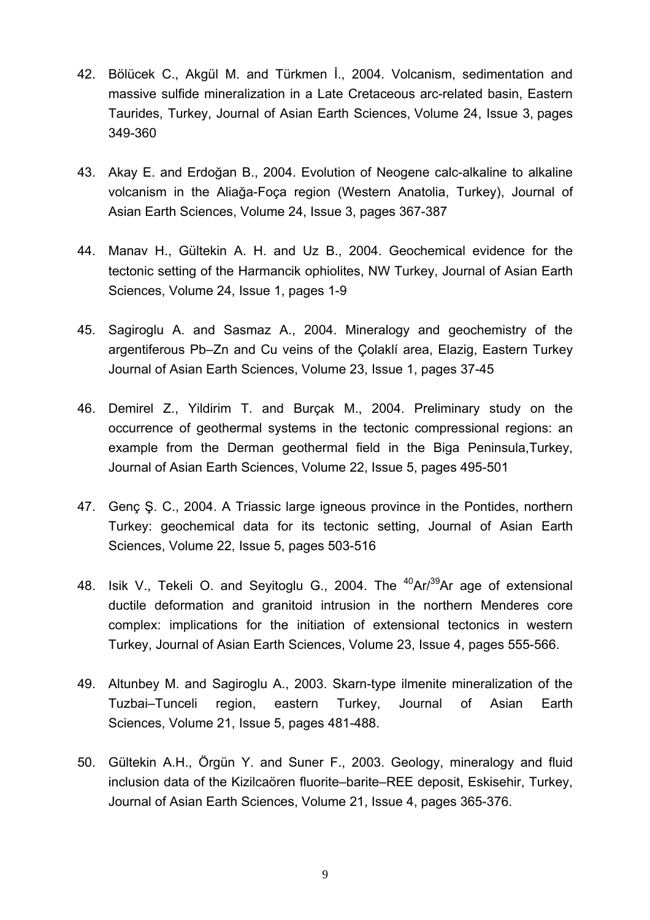42. Bölücek C., Akgül M. and Türkmen İ., 2004. Volcanism, sedimentation and massive sulfide mineralization in a Late Cretaceous arc-related basin, Eastern Taurides, Turkey, Journal of Asian Earth Sciences, Volume 24, Issue 3, pages 349-360

43. Akay E. and Erdoğan B., 2004. Evolution of Neogene calc-alkaline to alkaline volcanism in the Aliağa-Foça region (Western Anatolia, Turkey), Journal of Asian Earth Sciences, Volume 24, Issue 3, pages 367-387

44. Manav H., Gültekin A. H. and Uz B., 2004. Geochemical evidence for the tectonic setting of the Harmancik ophiolites, NW Turkey, Journal of Asian Earth Sciences, Volume 24, Issue 1, pages 1-9

45. Sagiroglu A. and Sasmaz A., 2004. Mineralogy and geochemistry of the argentiferous Pb–Zn and Cu veins of the Çolaklí area, Elazig, Eastern Turkey Journal of Asian Earth Sciences, Volume 23, Issue 1, pages 37-45

46. Demirel Z., Yildirim T. and Burçak M., 2004. Preliminary study on the occurrence of geothermal systems in the tectonic compressional regions: an example from the Derman geothermal field in the Biga Peninsula,Turkey, Journal of Asian Earth Sciences, Volume 22, Issue 5, pages 495-501

47. Genç Ş. C., 2004. A Triassic large igneous province in the Pontides, northern Turkey: geochemical data for its tectonic setting, Journal of Asian Earth Sciences, Volume 22, Issue 5, pages 503-516

48. Isik V., Tekeli O. and Seyitoglu G., 2004. The $^{40}Ar/^{39}Ar$ age of extensional ductile deformation and granitoid intrusion in the northern Menderes core complex: implications for the initiation of extensional tectonics in western Turkey, Journal of Asian Earth Sciences, Volume 23, Issue 4, pages 555-566.

49. Altunbey M. and Sagiroglu A., 2003. Skarn-type ilmenite mineralization of the Tuzbai–Tunceli region, eastern Turkey, Journal of Asian Earth Sciences, Volume 21, Issue 5, pages 481-488.

50. Gültekin A.H., Örgün Y. and Suner F., 2003. Geology, mineralogy and fluid inclusion data of the Kizilcaören fluorite–barite–REE deposit, Eskisehir, Turkey, Journal of Asian Earth Sciences, Volume 21, Issue 4, pages 365-376.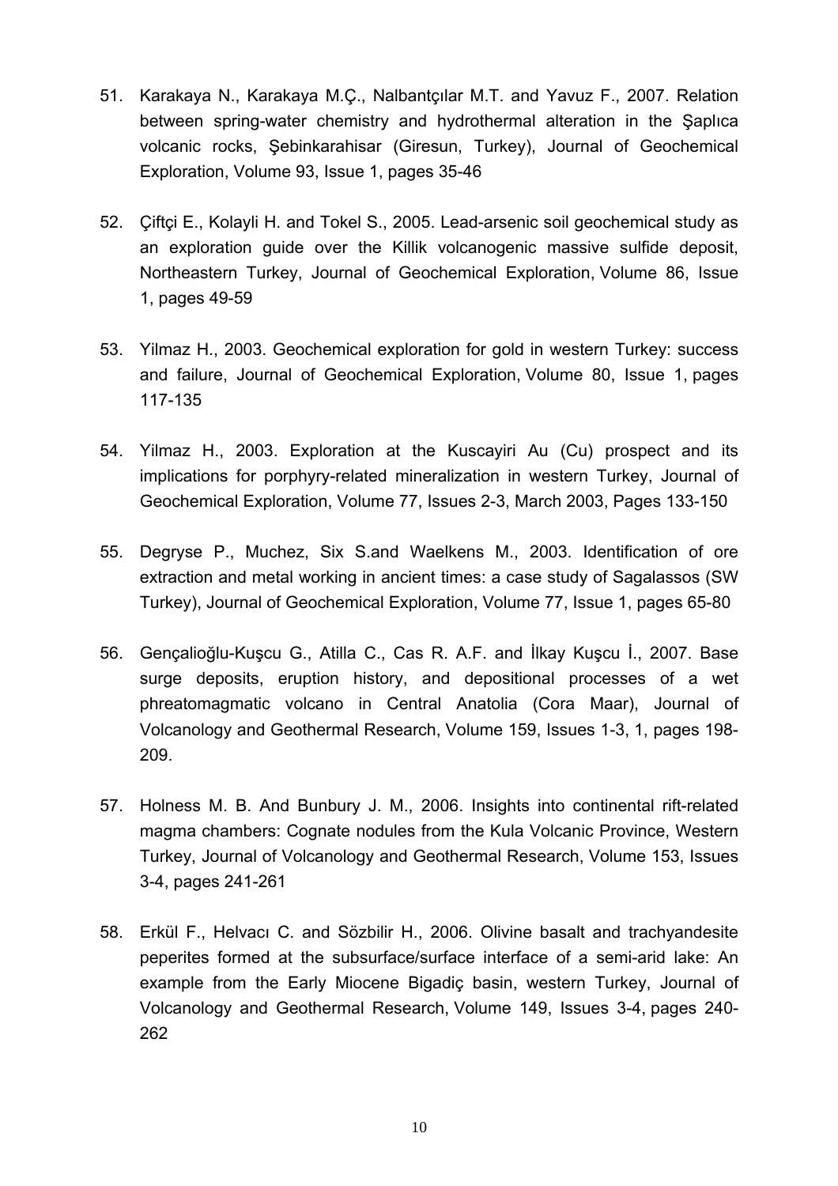51. Karakaya N., Karakaya M.Ç., Nalbantçılar M.T. and Yavuz F., 2007. Relation between spring-water chemistry and hydrothermal alteration in the Şaplıca volcanic rocks, Şebinkarahisar (Giresun, Turkey), Journal of Geochemical Exploration, Volume 93, Issue 1, pages 35-46

52. Çiftçi E., Kolayli H. and Tokel S., 2005. Lead-arsenic soil geochemical study as an exploration guide over the Killik volcanogenic massive sulfide deposit, Northeastern Turkey, Journal of Geochemical Exploration, Volume 86, Issue 1, pages 49-59

53. Yilmaz H., 2003. Geochemical exploration for gold in western Turkey: success and failure, Journal of Geochemical Exploration, Volume 80, Issue 1, pages 117-135

54. Yilmaz H., 2003. Exploration at the Kuscayiri Au (Cu) prospect and its implications for porphyry-related mineralization in western Turkey, Journal of Geochemical Exploration, Volume 77, Issues 2-3, March 2003, Pages 133-150

55. Degryse P., Muchez, Six S.and Waelkens M., 2003. Identification of ore extraction and metal working in ancient times: a case study of Sagalassos (SW Turkey), Journal of Geochemical Exploration, Volume 77, Issue 1, pages 65-80

56. Gençalioğlu-Kuşcu G., Atilla C., Cas R. A.F. and İlkay Kuşcu İ., 2007. Base surge deposits, eruption history, and depositional processes of a wet phreatomagmatic volcano in Central Anatolia (Cora Maar), Journal of Volcanology and Geothermal Research, Volume 159, Issues 1-3, 1, pages 198-209.

57. Holness M. B. And Bunbury J. M., 2006. Insights into continental rift-related magma chambers: Cognate nodules from the Kula Volcanic Province, Western Turkey, Journal of Volcanology and Geothermal Research, Volume 153, Issues 3-4, pages 241-261

58. Erkül F., Helvacı C. and Sözbilir H., 2006. Olivine basalt and trachyandesite peperites formed at the subsurface/surface interface of a semi-arid lake: An example from the Early Miocene Bigadiç basin, western Turkey, Journal of Volcanology and Geothermal Research, Volume 149, Issues 3-4, pages 240-262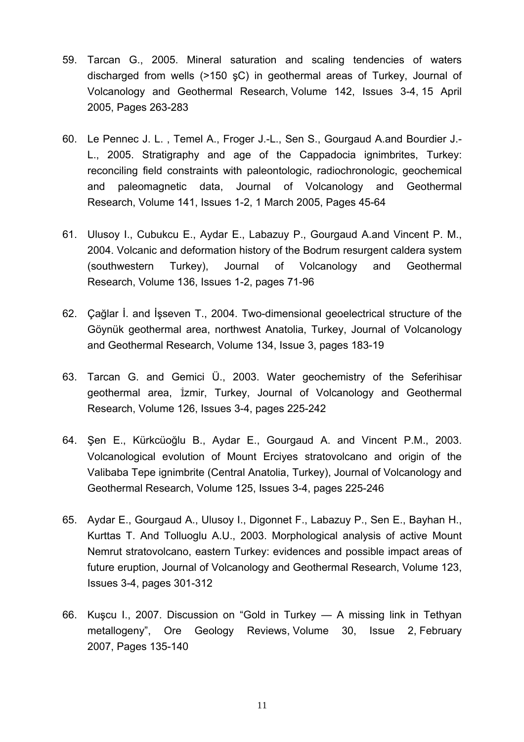59. Tarcan G., 2005. Mineral saturation and scaling tendencies of waters discharged from wells (>150 şC) in geothermal areas of Turkey, Journal of Volcanology and Geothermal Research, Volume 142, Issues 3-4, 15 April 2005, Pages 263-283

60. Le Pennec J. L. , Temel A., Froger J.-L., Sen S., Gourgaud A.and Bourdier J.-L., 2005. Stratigraphy and age of the Cappadocia ignimbrites, Turkey: reconciling field constraints with paleontologic, radiochronologic, geochemical and paleomagnetic data, Journal of Volcanology and Geothermal Research, Volume 141, Issues 1-2, 1 March 2005, Pages 45-64

61. Ulusoy I., Cubukcu E., Aydar E., Labazuy P., Gourgaud A.and Vincent P. M., 2004. Volcanic and deformation history of the Bodrum resurgent caldera system (southwestern Turkey), Journal of Volcanology and Geothermal Research, Volume 136, Issues 1-2, pages 71-96

62. Çağlar İ. and İşseven T., 2004. Two-dimensional geoelectrical structure of the Göynük geothermal area, northwest Anatolia, Turkey, Journal of Volcanology and Geothermal Research, Volume 134, Issue 3, pages 183-19

63. Tarcan G. and Gemici Ü., 2003. Water geochemistry of the Seferihisar geothermal area, İzmir, Turkey, Journal of Volcanology and Geothermal Research, Volume 126, Issues 3-4, pages 225-242

64. Şen E., Kürkcüoğlu B., Aydar E., Gourgaud A. and Vincent P.M., 2003. Volcanological evolution of Mount Erciyes stratovolcano and origin of the Valibaba Tepe ignimbrite (Central Anatolia, Turkey), Journal of Volcanology and Geothermal Research, Volume 125, Issues 3-4, pages 225-246

65. Aydar E., Gourgaud A., Ulusoy I., Digonnet F., Labazuy P., Sen E., Bayhan H., Kurttas T. And Tolluoglu A.U., 2003. Morphological analysis of active Mount Nemrut stratovolcano, eastern Turkey: evidences and possible impact areas of future eruption, Journal of Volcanology and Geothermal Research, Volume 123, Issues 3-4, pages 301-312

66. Kuşcu I., 2007. Discussion on "Gold in Turkey — A missing link in Tethyan metallogeny", Ore Geology Reviews, Volume 30, Issue 2, February 2007, Pages 135-140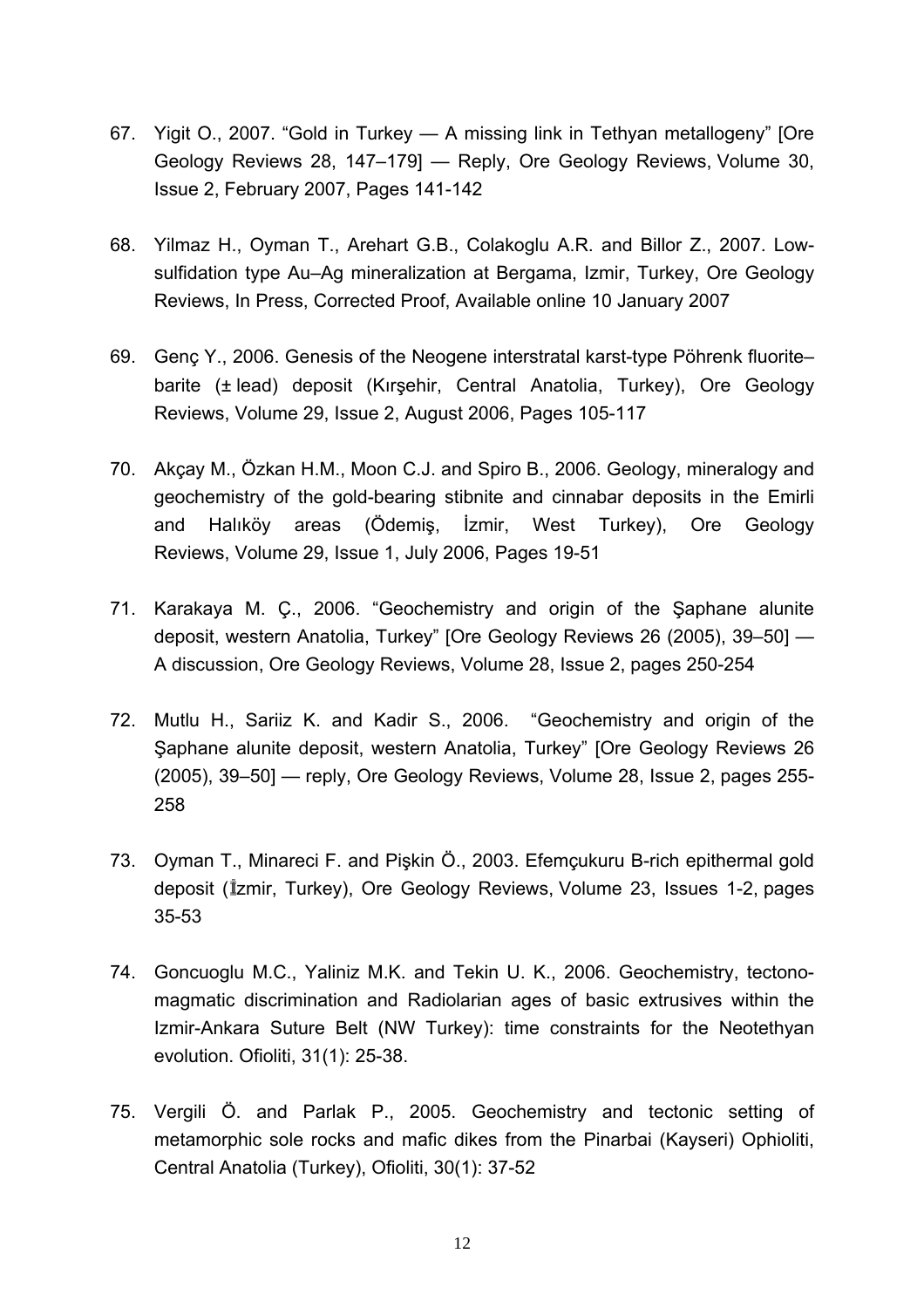67. Yigit O., 2007. "Gold in Turkey — A missing link in Tethyan metallogeny" [Ore Geology Reviews 28, 147–179] — Reply, Ore Geology Reviews, Volume 30, Issue 2, February 2007, Pages 141-142

68. Yilmaz H., Oyman T., Arehart G.B., Colakoglu A.R. and Billor Z., 2007. Low-sulfidation type Au–Ag mineralization at Bergama, Izmir, Turkey, Ore Geology Reviews, In Press, Corrected Proof, Available online 10 January 2007

69. Genç Y., 2006. Genesis of the Neogene interstratal karst-type Pöhrenk fluorite–barite (± lead) deposit (Kırşehir, Central Anatolia, Turkey), Ore Geology Reviews, Volume 29, Issue 2, August 2006, Pages 105-117

70. Akçay M., Özkan H.M., Moon C.J. and Spiro B., 2006. Geology, mineralogy and geochemistry of the gold-bearing stibnite and cinnabar deposits in the Emirli and Halıköy areas (Ödemiş, İzmir, West Turkey), Ore Geology Reviews, Volume 29, Issue 1, July 2006, Pages 19-51

71. Karakaya M. Ç., 2006. "Geochemistry and origin of the Şaphane alunite deposit, western Anatolia, Turkey" [Ore Geology Reviews 26 (2005), 39–50] — A discussion, Ore Geology Reviews, Volume 28, Issue 2, pages 250-254

72. Mutlu H., Sariiz K. and Kadir S., 2006. "Geochemistry and origin of the Şaphane alunite deposit, western Anatolia, Turkey" [Ore Geology Reviews 26 (2005), 39–50] — reply, Ore Geology Reviews, Volume 28, Issue 2, pages 255-258

73. Oyman T., Minareci F. and Pişkin Ö., 2003. Efemçukuru B-rich epithermal gold deposit (İzmir, Turkey), Ore Geology Reviews, Volume 23, Issues 1-2, pages 35-53

74. Goncuoglu M.C., Yaliniz M.K. and Tekin U. K., 2006. Geochemistry, tectono-magmatic discrimination and Radiolarian ages of basic extrusives within the Izmir-Ankara Suture Belt (NW Turkey): time constraints for the Neotethyan evolution. Ofioliti, 31(1): 25-38.

75. Vergili Ö. and Parlak P., 2005. Geochemistry and tectonic setting of metamorphic sole rocks and mafic dikes from the Pinarbai (Kayseri) Ophioliti, Central Anatolia (Turkey), Ofioliti, 30(1): 37-52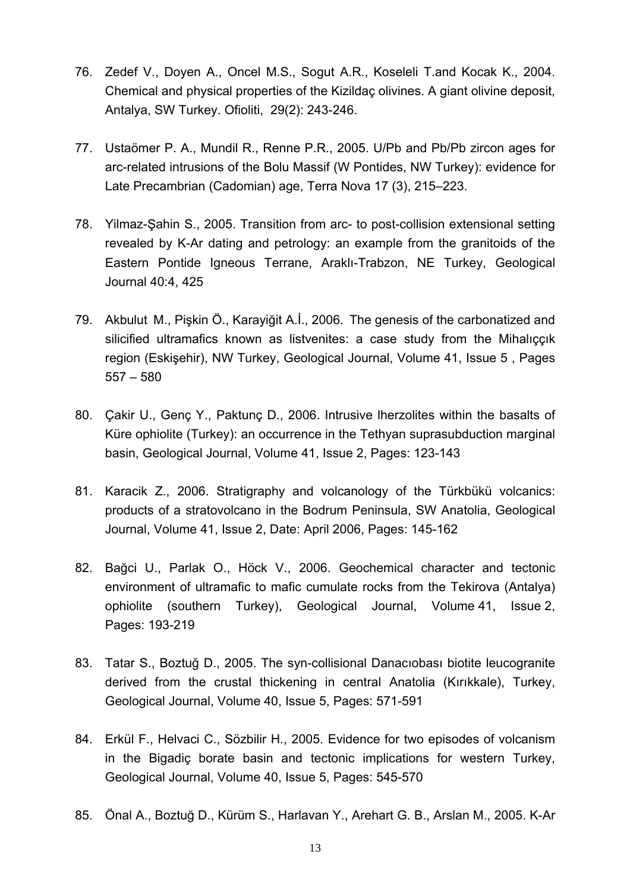76. Zedef V., Doyen A., Oncel M.S., Sogut A.R., Koseleli T.and Kocak K., 2004. Chemical and physical properties of the Kizildaç olivines. A giant olivine deposit, Antalya, SW Turkey. Ofioliti, 29(2): 243-246.

77. Ustaömer P. A., Mundil R., Renne P.R., 2005. U/Pb and Pb/Pb zircon ages for arc-related intrusions of the Bolu Massif (W Pontides, NW Turkey): evidence for Late Precambrian (Cadomian) age, Terra Nova 17 (3), 215–223.

78. Yilmaz-Şahin S., 2005. Transition from arc- to post-collision extensional setting revealed by K-Ar dating and petrology: an example from the granitoids of the Eastern Pontide Igneous Terrane, Araklı-Trabzon, NE Turkey, Geological Journal 40:4, 425

79. Akbulut M., Pişkin Ö., Karayiğit A.İ., 2006. The genesis of the carbonatized and silicified ultramafics known as listvenites: a case study from the Mihalıççık region (Eskişehir), NW Turkey, Geological Journal, Volume 41, Issue 5 , Pages 557 – 580

80. Çakir U., Genç Y., Paktunç D., 2006. Intrusive lherzolites within the basalts of Küre ophiolite (Turkey): an occurrence in the Tethyan suprasubduction marginal basin, Geological Journal, Volume 41, Issue 2, Pages: 123-143

81. Karacik Z., 2006. Stratigraphy and volcanology of the Türkbükü volcanics: products of a stratovolcano in the Bodrum Peninsula, SW Anatolia, Geological Journal, Volume 41, Issue 2, Date: April 2006, Pages: 145-162

82. Bağci U., Parlak O., Höck V., 2006. Geochemical character and tectonic environment of ultramafic to mafic cumulate rocks from the Tekirova (Antalya) ophiolite (southern Turkey), Geological Journal, Volume 41, Issue 2, Pages: 193-219

83. Tatar S., Boztuğ D., 2005. The syn-collisional Danacıobası biotite leucogranite derived from the crustal thickening in central Anatolia (Kırıkkale), Turkey, Geological Journal, Volume 40, Issue 5, Pages: 571-591

84. Erkül F., Helvaci C., Sözbilir H., 2005. Evidence for two episodes of volcanism in the Bigadiç borate basin and tectonic implications for western Turkey, Geological Journal, Volume 40, Issue 5, Pages: 545-570

85. Önal A., Boztuğ D., Kürüm S., Harlavan Y., Arehart G. B., Arslan M., 2005. K-Ar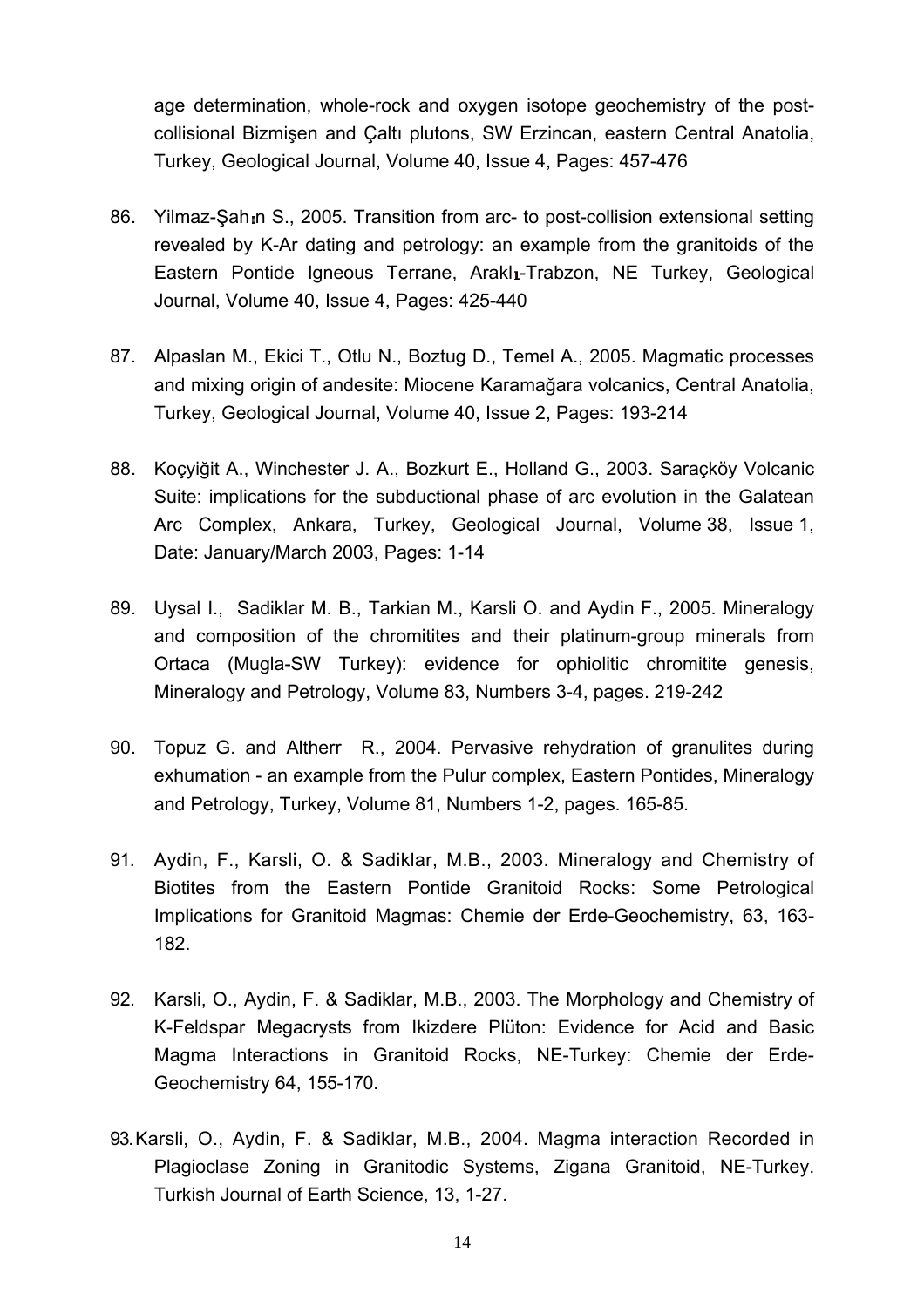age determination, whole-rock and oxygen isotope geochemistry of the post-collisional Bizmişen and Çaltı plutons, SW Erzincan, eastern Central Anatolia, Turkey, Geological Journal, Volume 40, Issue 4, Pages: 457-476

86. Yilmaz-Şahın S., 2005. Transition from arc- to post-collision extensional setting revealed by K-Ar dating and petrology: an example from the granitoids of the Eastern Pontide Igneous Terrane, Araklı-Trabzon, NE Turkey, Geological Journal, Volume 40, Issue 4, Pages: 425-440

87. Alpaslan M., Ekici T., Otlu N., Boztug D., Temel A., 2005. Magmatic processes and mixing origin of andesite: Miocene Karamağara volcanics, Central Anatolia, Turkey, Geological Journal, Volume 40, Issue 2, Pages: 193-214

88. Koçyiğit A., Winchester J. A., Bozkurt E., Holland G., 2003. Saraçköy Volcanic Suite: implications for the subductional phase of arc evolution in the Galatean Arc Complex, Ankara, Turkey, Geological Journal, Volume 38, Issue 1, Date: January/March 2003, Pages: 1-14

89. Uysal I., Sadiklar M. B., Tarkian M., Karsli O. and Aydin F., 2005. Mineralogy and composition of the chromitites and their platinum-group minerals from Ortaca (Mugla-SW Turkey): evidence for ophiolitic chromitite genesis, Mineralogy and Petrology, Volume 83, Numbers 3-4, pages. 219-242

90. Topuz G. and Altherr R., 2004. Pervasive rehydration of granulites during exhumation - an example from the Pulur complex, Eastern Pontides, Mineralogy and Petrology, Turkey, Volume 81, Numbers 1-2, pages. 165-85.

91. Aydin, F., Karsli, O. & Sadiklar, M.B., 2003. Mineralogy and Chemistry of Biotites from the Eastern Pontide Granitoid Rocks: Some Petrological Implications for Granitoid Magmas: Chemie der Erde-Geochemistry, 63, 163-182.

92. Karsli, O., Aydin, F. & Sadiklar, M.B., 2003. The Morphology and Chemistry of K-Feldspar Megacrysts from Ikizdere Plüton: Evidence for Acid and Basic Magma Interactions in Granitoid Rocks, NE-Turkey: Chemie der Erde-Geochemistry 64, 155-170.

93. Karsli, O., Aydin, F. & Sadiklar, M.B., 2004. Magma interaction Recorded in Plagioclase Zoning in Granitodic Systems, Zigana Granitoid, NE-Turkey. Turkish Journal of Earth Science, 13, 1-27.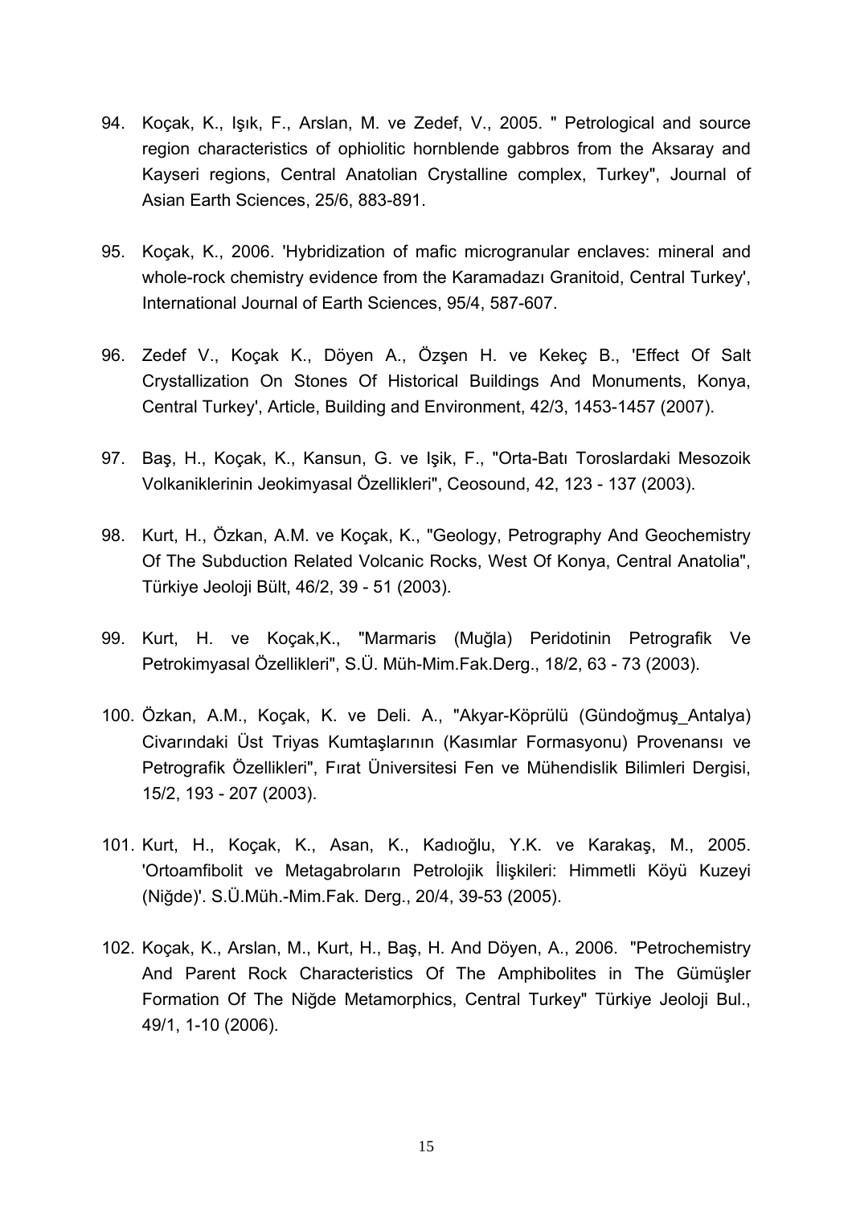94. Koçak, K., Işık, F., Arslan, M. ve Zedef, V., 2005. " Petrological and source region characteristics of ophiolitic hornblende gabbros from the Aksaray and Kayseri regions, Central Anatolian Crystalline complex, Turkey", Journal of Asian Earth Sciences, 25/6, 883-891.

95. Koçak, K., 2006. 'Hybridization of mafic microgranular enclaves: mineral and whole-rock chemistry evidence from the Karamadazı Granitoid, Central Turkey', International Journal of Earth Sciences, 95/4, 587-607.

96. Zedef V., Koçak K., Döyen A., Özşen H. ve Kekeç B., 'Effect Of Salt Crystallization On Stones Of Historical Buildings And Monuments, Konya, Central Turkey', Article, Building and Environment, 42/3, 1453-1457 (2007).

97. Baş, H., Koçak, K., Kansun, G. ve Işik, F., "Orta-Batı Toroslardaki Mesozoik Volkaniklerinin Jeokimyasal Özellikleri", Ceosound, 42, 123 - 137 (2003).

98. Kurt, H., Özkan, A.M. ve Koçak, K., "Geology, Petrography And Geochemistry Of The Subduction Related Volcanic Rocks, West Of Konya, Central Anatolia", Türkiye Jeoloji Bült, 46/2, 39 - 51 (2003).

99. Kurt, H. ve Koçak,K., "Marmaris (Muğla) Peridotinin Petrografik Ve Petrokimyasal Özellikleri", S.Ü. Müh-Mim.Fak.Derg., 18/2, 63 - 73 (2003).

100. Özkan, A.M., Koçak, K. ve Deli. A., "Akyar-Köprülü (Gündoğmuş_Antalya) Civarındaki Üst Triyas Kumtaşlarının (Kasımlar Formasyonu) Provenansı ve Petrografik Özellikleri", Fırat Üniversitesi Fen ve Mühendislik Bilimleri Dergisi, 15/2, 193 - 207 (2003).

101. Kurt, H., Koçak, K., Asan, K., Kadıoğlu, Y.K. ve Karakaş, M., 2005. 'Ortoamfibolit ve Metagabroların Petrolojik İlişkileri: Himmetli Köyü Kuzeyi (Niğde)'. S.Ü.Müh.-Mim.Fak. Derg., 20/4, 39-53 (2005).

102. Koçak, K., Arslan, M., Kurt, H., Baş, H. And Döyen, A., 2006. "Petrochemistry And Parent Rock Characteristics Of The Amphibolites in The Gümüşler Formation Of The Niğde Metamorphics, Central Turkey" Türkiye Jeoloji Bul., 49/1, 1-10 (2006).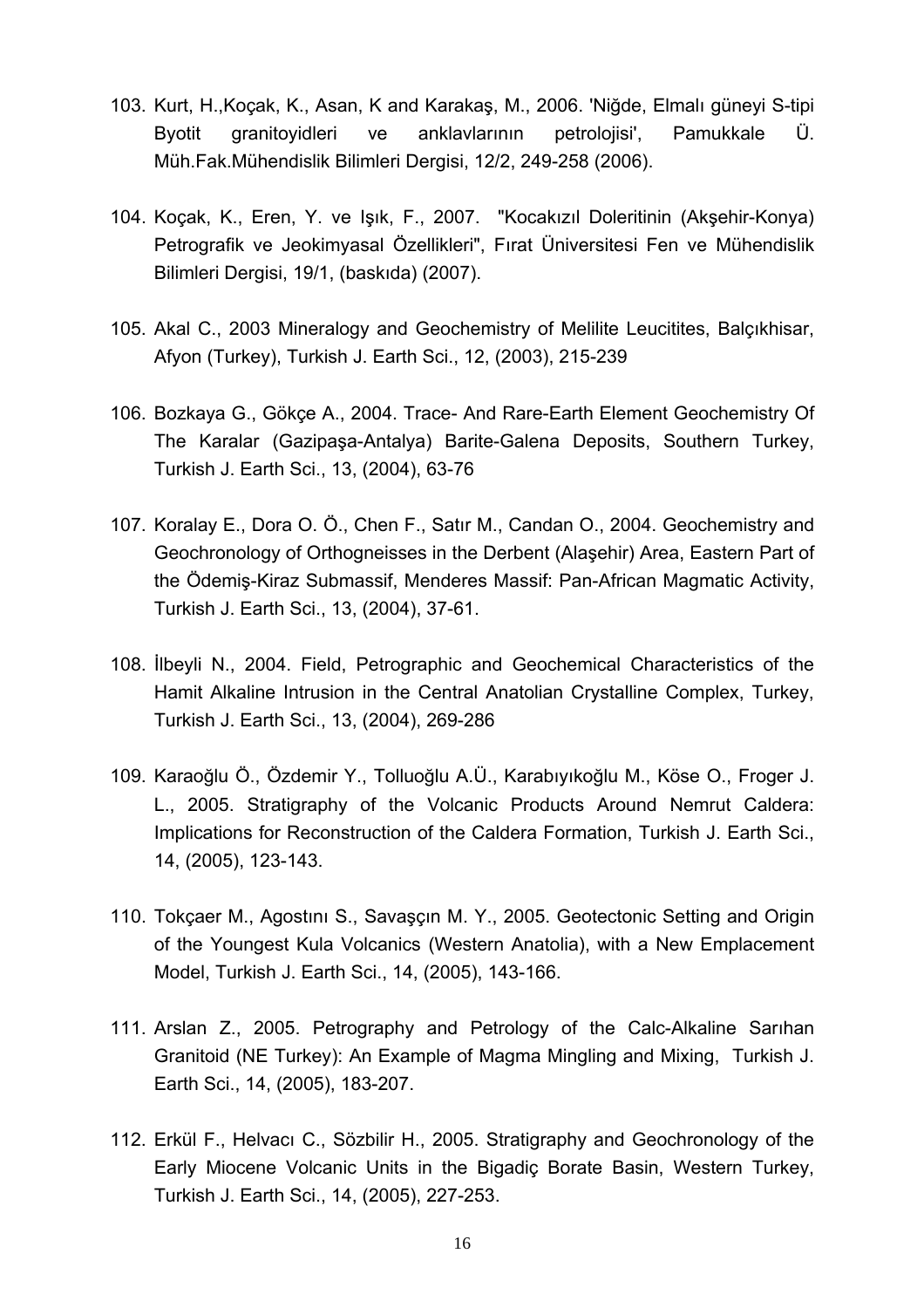103. Kurt, H.,Koçak, K., Asan, K and Karakaş, M., 2006. 'Niğde, Elmalı güneyi S-tipi Byotit granitoyidleri ve anklavlarının petrolojisi', Pamukkale Ü. Müh.Fak.Mühendislik Bilimleri Dergisi, 12/2, 249-258 (2006).

104. Koçak, K., Eren, Y. ve Işık, F., 2007. "Kocakızıl Doleritinin (Akşehir-Konya) Petrografik ve Jeokimyasal Özellikleri", Fırat Üniversitesi Fen ve Mühendislik Bilimleri Dergisi, 19/1, (baskıda) (2007).

105. Akal C., 2003 Mineralogy and Geochemistry of Melilite Leucitites, Balçıkhisar, Afyon (Turkey), Turkish J. Earth Sci., 12, (2003), 215-239

106. Bozkaya G., Gökçe A., 2004. Trace- And Rare-Earth Element Geochemistry Of The Karalar (Gazipaşa-Antalya) Barite-Galena Deposits, Southern Turkey, Turkish J. Earth Sci., 13, (2004), 63-76

107. Koralay E., Dora O. Ö., Chen F., Satır M., Candan O., 2004. Geochemistry and Geochronology of Orthogneisses in the Derbent (Alaşehir) Area, Eastern Part of the Ödemiş-Kiraz Submassif, Menderes Massif: Pan-African Magmatic Activity, Turkish J. Earth Sci., 13, (2004), 37-61.

108. İlbeyli N., 2004. Field, Petrographic and Geochemical Characteristics of the Hamit Alkaline Intrusion in the Central Anatolian Crystalline Complex, Turkey, Turkish J. Earth Sci., 13, (2004), 269-286

109. Karaoğlu Ö., Özdemir Y., Tolluoğlu A.Ü., Karabıyıkoğlu M., Köse O., Froger J. L., 2005. Stratigraphy of the Volcanic Products Around Nemrut Caldera: Implications for Reconstruction of the Caldera Formation, Turkish J. Earth Sci., 14, (2005), 123-143.

110. Tokçaer M., Agostını S., Savaşçın M. Y., 2005. Geotectonic Setting and Origin of the Youngest Kula Volcanics (Western Anatolia), with a New Emplacement Model, Turkish J. Earth Sci., 14, (2005), 143-166.

111. Arslan Z., 2005. Petrography and Petrology of the Calc-Alkaline Sarıhan Granitoid (NE Turkey): An Example of Magma Mingling and Mixing, Turkish J. Earth Sci., 14, (2005), 183-207.

112. Erkül F., Helvacı C., Sözbilir H., 2005. Stratigraphy and Geochronology of the Early Miocene Volcanic Units in the Bigadiç Borate Basin, Western Turkey, Turkish J. Earth Sci., 14, (2005), 227-253.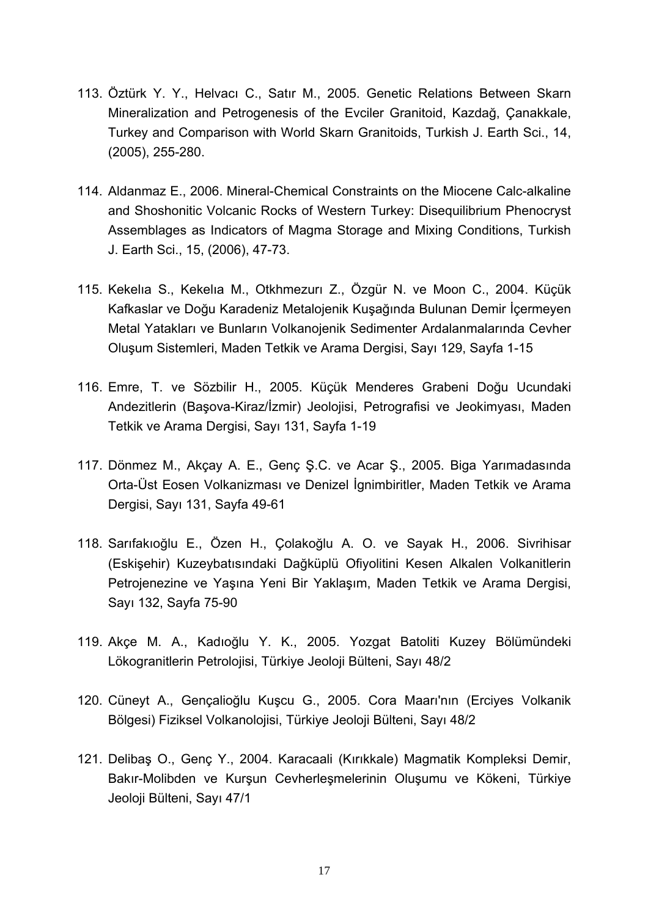113. Öztürk Y. Y., Helvacı C., Satır M., 2005. Genetic Relations Between Skarn Mineralization and Petrogenesis of the Evciler Granitoid, Kazdağ, Çanakkale, Turkey and Comparison with World Skarn Granitoids, Turkish J. Earth Sci., 14, (2005), 255-280.

114. Aldanmaz E., 2006. Mineral-Chemical Constraints on the Miocene Calc-alkaline and Shoshonitic Volcanic Rocks of Western Turkey: Disequilibrium Phenocryst Assemblages as Indicators of Magma Storage and Mixing Conditions, Turkish J. Earth Sci., 15, (2006), 47-73.

115. Kekelıa S., Kekelıa M., Otkhmezurı Z., Özgür N. ve Moon C., 2004. Küçük Kafkaslar ve Doğu Karadeniz Metalojenik Kuşağında Bulunan Demir İçermeyen Metal Yatakları ve Bunların Volkanojenik Sedimenter Ardalanmalarında Cevher Oluşum Sistemleri, Maden Tetkik ve Arama Dergisi, Sayı 129, Sayfa 1-15

116. Emre, T. ve Sözbilir H., 2005. Küçük Menderes Grabeni Doğu Ucundaki Andezitlerin (Başova-Kiraz/İzmir) Jeolojisi, Petrografisi ve Jeokimyası, Maden Tetkik ve Arama Dergisi, Sayı 131, Sayfa 1-19

117. Dönmez M., Akçay A. E., Genç Ş.C. ve Acar Ş., 2005. Biga Yarımadasında Orta-Üst Eosen Volkanizması ve Denizel İgnimbiritler, Maden Tetkik ve Arama Dergisi, Sayı 131, Sayfa 49-61

118. Sarıfakıoğlu E., Özen H., Çolakoğlu A. O. ve Sayak H., 2006. Sivrihisar (Eskişehir) Kuzeybatısındaki Dağküplü Ofiyolitini Kesen Alkalen Volkanitlerin Petrojenezine ve Yaşına Yeni Bir Yaklaşım, Maden Tetkik ve Arama Dergisi, Sayı 132, Sayfa 75-90

119. Akçe M. A., Kadıoğlu Y. K., 2005. Yozgat Batoliti Kuzey Bölümündeki Lökogranitlerin Petrolojisi, Türkiye Jeoloji Bülteni, Sayı 48/2

120. Cüneyt A., Gençalioğlu Kuşcu G., 2005. Cora Maarı'nın (Erciyes Volkanik Bölgesi) Fiziksel Volkanolojisi, Türkiye Jeoloji Bülteni, Sayı 48/2

121. Delibaş O., Genç Y., 2004. Karacaali (Kırıkkale) Magmatik Kompleksi Demir, Bakır-Molibden ve Kurşun Cevherleşmelerinin Oluşumu ve Kökeni, Türkiye Jeoloji Bülteni, Sayı 47/1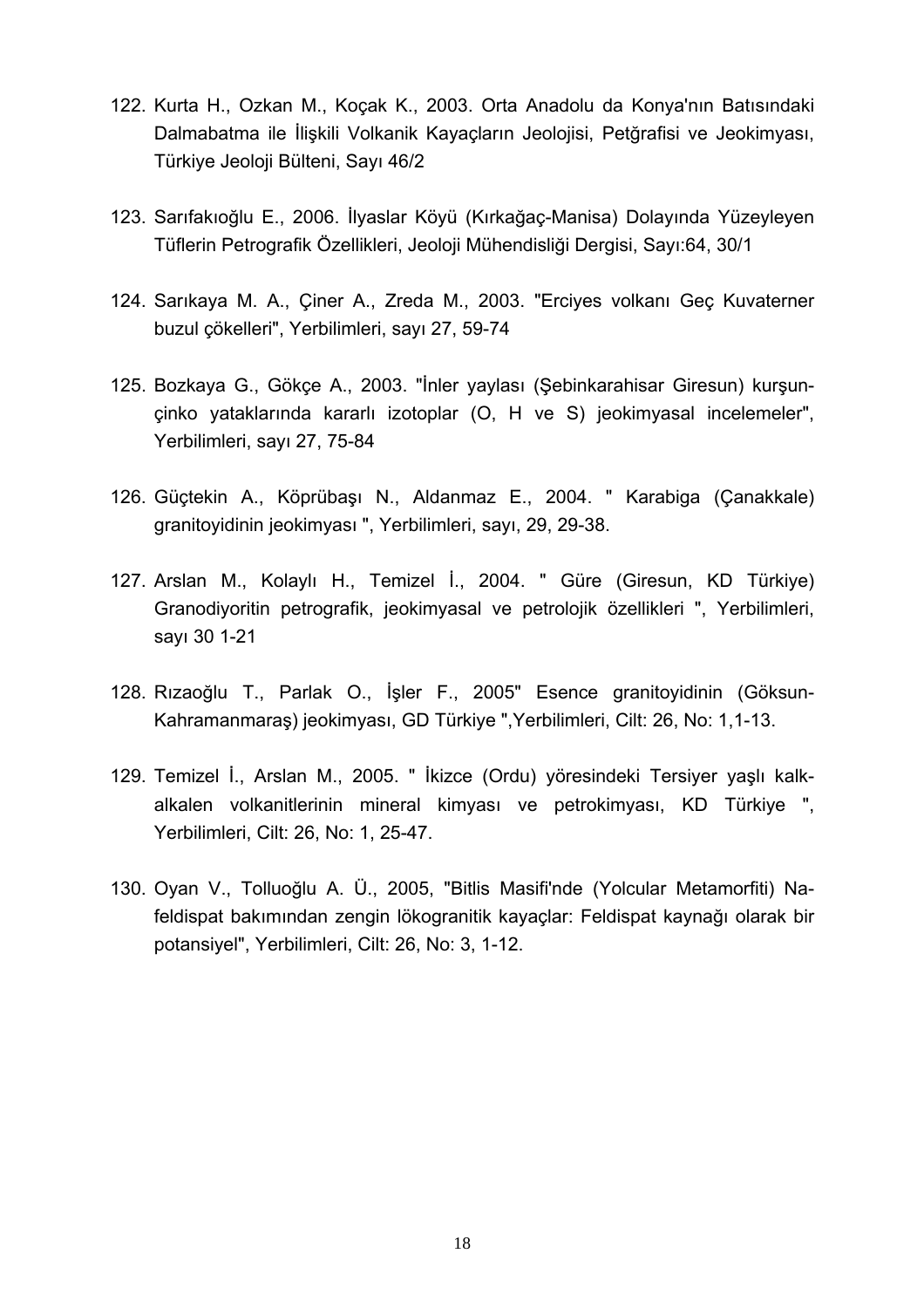122. Kurta H., Ozkan M., Koçak K., 2003. Orta Anadolu da Konya'nın Batısındaki Dalmabatma ile İlişkili Volkanik Kayaçların Jeolojisi, Petğrafisi ve Jeokimyası, Türkiye Jeoloji Bülteni, Sayı 46/2

123. Sarıfakıoğlu E., 2006. İlyaslar Köyü (Kırkağaç-Manisa) Dolayında Yüzeyleyen Tüflerin Petrografik Özellikleri, Jeoloji Mühendisliği Dergisi, Sayı:64, 30/1

124. Sarıkaya M. A., Çiner A., Zreda M., 2003. "Erciyes volkanı Geç Kuvaterner buzul çökelleri", Yerbilimleri, sayı 27, 59-74

125. Bozkaya G., Gökçe A., 2003. "İnler yaylası (Şebinkarahisar Giresun) kurşun-çinko yataklarında kararlı izotoplar (O, H ve S) jeokimyasal incelemeler", Yerbilimleri, sayı 27, 75-84

126. Güçtekin A., Köprübaşı N., Aldanmaz E., 2004. " Karabiga (Çanakkale) granitoyidinin jeokimyası ", Yerbilimleri, sayı, 29, 29-38.

127. Arslan M., Kolaylı H., Temizel İ., 2004. " Güre (Giresun, KD Türkiye) Granodiyoritin petrografik, jeokimyasal ve petrolojik özellikleri ", Yerbilimleri, sayı 30 1-21

128. Rızaoğlu T., Parlak O., İşler F., 2005" Esence granitoyidinin (Göksun-Kahramanmaraş) jeokimyası, GD Türkiye ",Yerbilimleri, Cilt: 26, No: 1,1-13.

129. Temizel İ., Arslan M., 2005. " İkizce (Ordu) yöresindeki Tersiyer yaşlı kalk-alkalen volkanitlerinin mineral kimyası ve petrokimyası, KD Türkiye ", Yerbilimleri, Cilt: 26, No: 1, 25-47.

130. Oyan V., Tolluoğlu A. Ü., 2005, "Bitlis Masifi'nde (Yolcular Metamorfiti) Na-feldispat bakımından zengin lökogranitik kayaçlar: Feldispat kaynağı olarak bir potansiyel", Yerbilimleri, Cilt: 26, No: 3, 1-12.